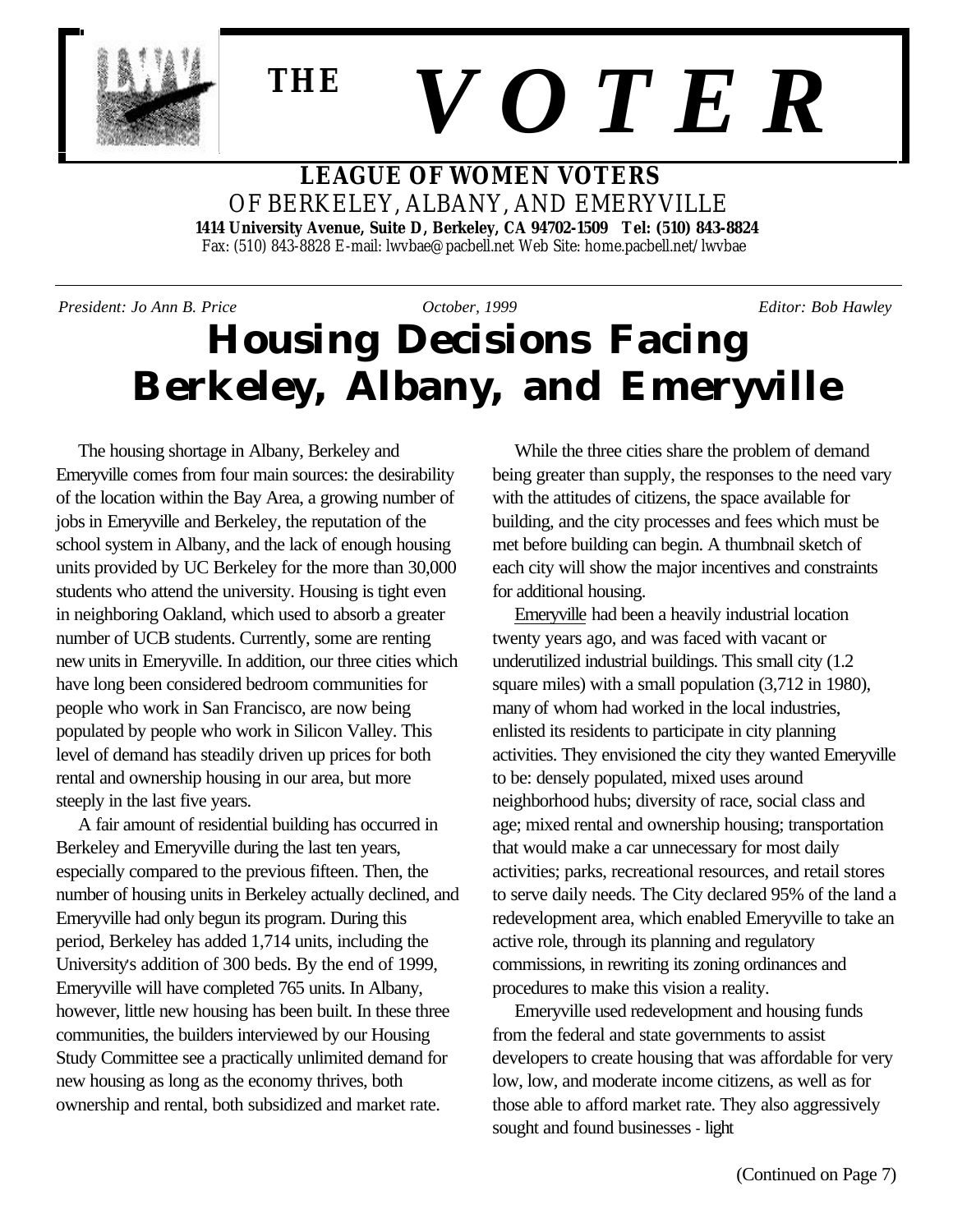# THE VOTER

**LEAGUE OF WOMEN VOTERS**
OF BERKELEY, ALBANY, AND EMERYVILLE
**1414 University Avenue, Suite D, Berkeley, CA 94702-1509 Tel: (510) 843-8824**
Fax: (510) 843-8828 E-mail: lwvbae@pacbell.net Web Site: home.pacbell.net/lwvbae

*President: Jo Ann B. Price* *October, 1999* *Editor: Bob Hawley*

# Housing Decisions Facing Berkeley, Albany, and Emeryville

The housing shortage in Albany, Berkeley and Emeryville comes from four main sources: the desirability of the location within the Bay Area, a growing number of jobs in Emeryville and Berkeley, the reputation of the school system in Albany, and the lack of enough housing units provided by UC Berkeley for the more than 30,000 students who attend the university. Housing is tight even in neighboring Oakland, which used to absorb a greater number of UCB students. Currently, some are renting new units in Emeryville. In addition, our three cities which have long been considered bedroom communities for people who work in San Francisco, are now being populated by people who work in Silicon Valley. This level of demand has steadily driven up prices for both rental and ownership housing in our area, but more steeply in the last five years.

A fair amount of residential building has occurred in Berkeley and Emeryville during the last ten years, especially compared to the previous fifteen. Then, the number of housing units in Berkeley actually declined, and Emeryville had only begun its program. During this period, Berkeley has added 1,714 units, including the University's addition of 300 beds. By the end of 1999, Emeryville will have completed 765 units. In Albany, however, little new housing has been built. In these three communities, the builders interviewed by our Housing Study Committee see a practically unlimited demand for new housing as long as the economy thrives, both ownership and rental, both subsidized and market rate.

While the three cities share the problem of demand being greater than supply, the responses to the need vary with the attitudes of citizens, the space available for building, and the city processes and fees which must be met before building can begin. A thumbnail sketch of each city will show the major incentives and constraints for additional housing.

Emeryville had been a heavily industrial location twenty years ago, and was faced with vacant or underutilized industrial buildings. This small city (1.2 square miles) with a small population (3,712 in 1980), many of whom had worked in the local industries, enlisted its residents to participate in city planning activities. They envisioned the city they wanted Emeryville to be: densely populated, mixed uses around neighborhood hubs; diversity of race, social class and age; mixed rental and ownership housing; transportation that would make a car unnecessary for most daily activities; parks, recreational resources, and retail stores to serve daily needs. The City declared 95% of the land a redevelopment area, which enabled Emeryville to take an active role, through its planning and regulatory commissions, in rewriting its zoning ordinances and procedures to make this vision a reality.

Emeryville used redevelopment and housing funds from the federal and state governments to assist developers to create housing that was affordable for very low, low, and moderate income citizens, as well as for those able to afford market rate. They also aggressively sought and found businesses - light

(Continued on Page 7)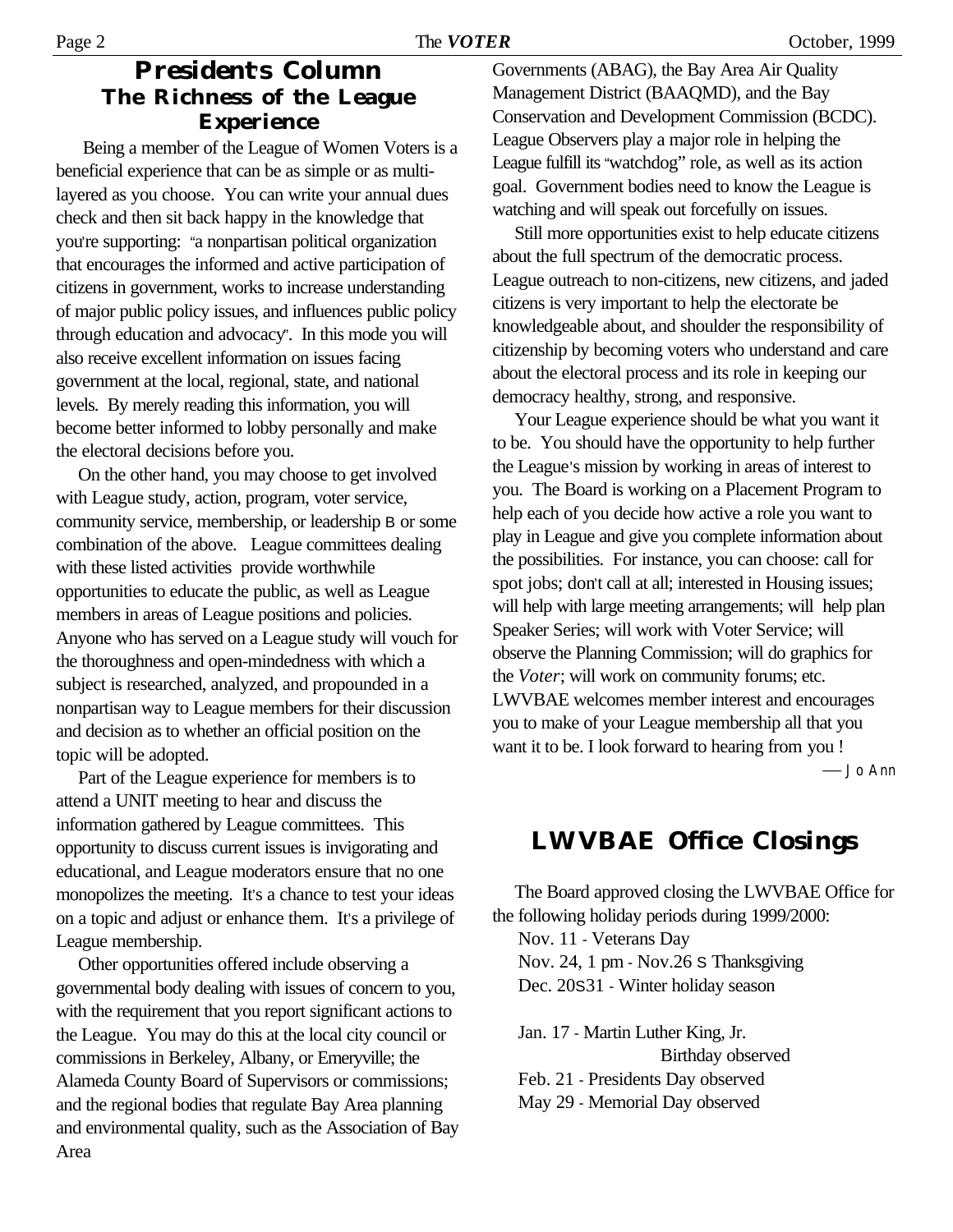## Presidents Column

### The Richness of the League Experience

Being a member of the League of Women Voters is a beneficial experience that can be as simple or as multi-layered as you choose. You can write your annual dues check and then sit back happy in the knowledge that you're supporting: "a nonpartisan political organization that encourages the informed and active participation of citizens in government, works to increase understanding of major public policy issues, and influences public policy through education and advocacy". In this mode you will also receive excellent information on issues facing government at the local, regional, state, and national levels. By merely reading this information, you will become better informed to lobby personally and make the electoral decisions before you.

On the other hand, you may choose to get involved with League study, action, program, voter service, community service, membership, or leadership B or some combination of the above. League committees dealing with these listed activities provide worthwhile opportunities to educate the public, as well as League members in areas of League positions and policies. Anyone who has served on a League study will vouch for the thoroughness and open-mindedness with which a subject is researched, analyzed, and propounded in a nonpartisan way to League members for their discussion and decision as to whether an official position on the topic will be adopted.

Part of the League experience for members is to attend a UNIT meeting to hear and discuss the information gathered by League committees. This opportunity to discuss current issues is invigorating and educational, and League moderators ensure that no one monopolizes the meeting. It's a chance to test your ideas on a topic and adjust or enhance them. It's a privilege of League membership.

Other opportunities offered include observing a governmental body dealing with issues of concern to you, with the requirement that you report significant actions to the League. You may do this at the local city council or commissions in Berkeley, Albany, or Emeryville; the Alameda County Board of Supervisors or commissions; and the regional bodies that regulate Bay Area planning and environmental quality, such as the Association of Bay Area Governments (ABAG), the Bay Area Air Quality Management District (BAAQMD), and the Bay Conservation and Development Commission (BCDC). League Observers play a major role in helping the League fulfill its "watchdog" role, as well as its action goal. Government bodies need to know the League is watching and will speak out forcefully on issues.

Still more opportunities exist to help educate citizens about the full spectrum of the democratic process. League outreach to non-citizens, new citizens, and jaded citizens is very important to help the electorate be knowledgeable about, and shoulder the responsibility of citizenship by becoming voters who understand and care about the electoral process and its role in keeping our democracy healthy, strong, and responsive.

Your League experience should be what you want it to be. You should have the opportunity to help further the League's mission by working in areas of interest to you. The Board is working on a Placement Program to help each of you decide how active a role you want to play in League and give you complete information about the possibilities. For instance, you can choose: call for spot jobs; don't call at all; interested in Housing issues; will help with large meeting arrangements; will help plan Speaker Series; will work with Voter Service; will observe the Planning Commission; will do graphics for the *Voter*; will work on community forums; etc. LWVBAE welcomes member interest and encourages you to make of your League membership all that you want it to be. I look forward to hearing from you !

— Jo Ann

## LWVBAE Office Closings

The Board approved closing the LWVBAE Office for the following holiday periods during 1999/2000:

Nov. 11 - Veterans Day
Nov. 24, 1 pm - Nov.26 S Thanksgiving
Dec. 20S31 - Winter holiday season

Jan. 17 - Martin Luther King, Jr. Birthday observed
Feb. 21 - Presidents Day observed
May 29 - Memorial Day observed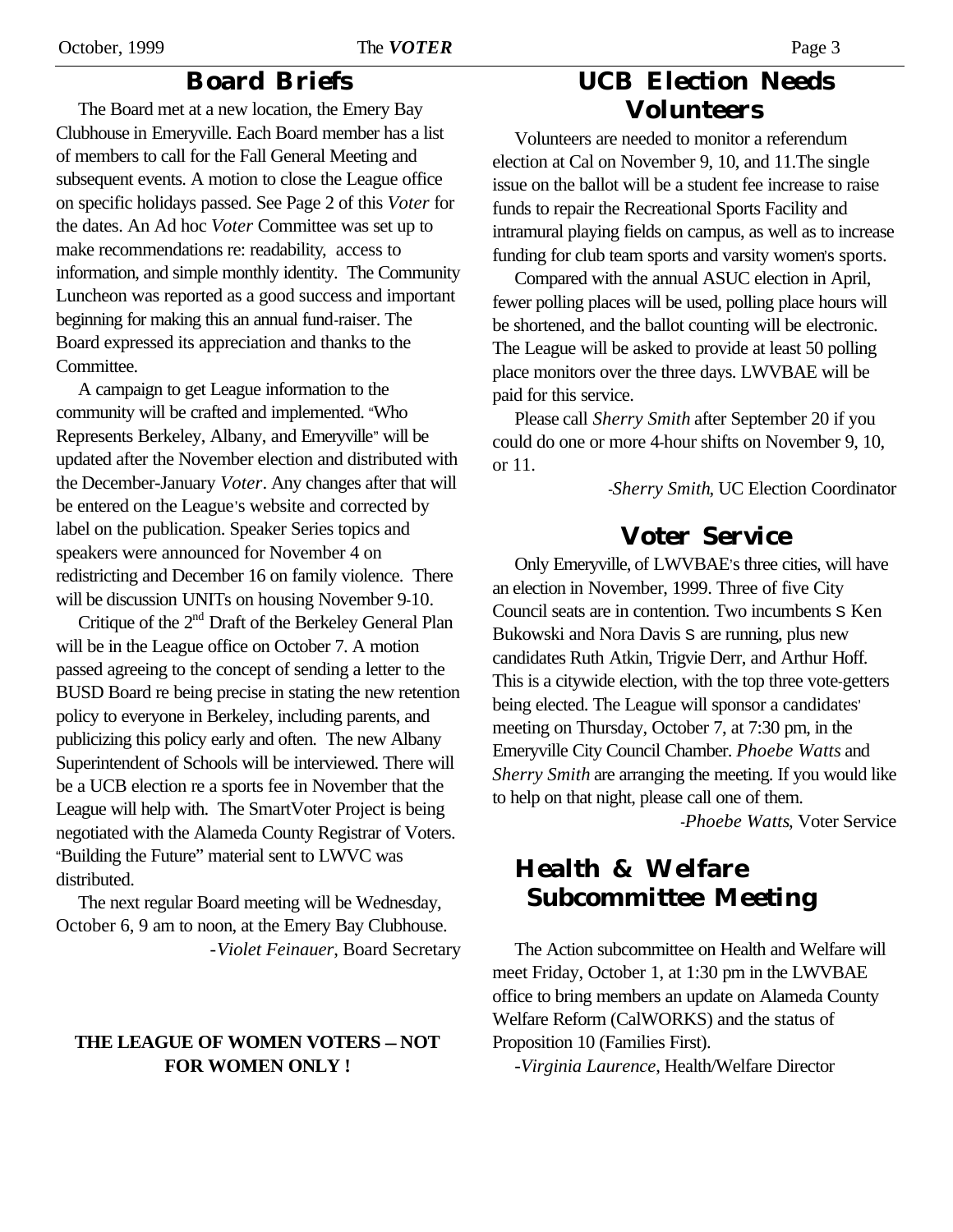## Board Briefs

The Board met at a new location, the Emery Bay Clubhouse in Emeryville. Each Board member has a list of members to call for the Fall General Meeting and subsequent events. A motion to close the League office on specific holidays passed. See Page 2 of this *Voter* for the dates. An Ad hoc *Voter* Committee was set up to make recommendations re: readability, access to information, and simple monthly identity. The Community Luncheon was reported as a good success and important beginning for making this an annual fund-raiser. The Board expressed its appreciation and thanks to the Committee.

A campaign to get League information to the community will be crafted and implemented. "Who Represents Berkeley, Albany, and Emeryville" will be updated after the November election and distributed with the December-January *Voter*. Any changes after that will be entered on the League's website and corrected by label on the publication. Speaker Series topics and speakers were announced for November 4 on redistricting and December 16 on family violence. There will be discussion UNITs on housing November 9-10.

Critique of the 2nd Draft of the Berkeley General Plan will be in the League office on October 7. A motion passed agreeing to the concept of sending a letter to the BUSD Board re being precise in stating the new retention policy to everyone in Berkeley, including parents, and publicizing this policy early and often. The new Albany Superintendent of Schools will be interviewed. There will be a UCB election re a sports fee in November that the League will help with. The SmartVoter Project is being negotiated with the Alameda County Registrar of Voters. "Building the Future" material sent to LWVC was distributed.

The next regular Board meeting will be Wednesday, October 6, 9 am to noon, at the Emery Bay Clubhouse.

-*Violet Feinauer*, Board Secretary

**THE LEAGUE OF WOMEN VOTERS -- NOT FOR WOMEN ONLY !**

## UCB Election Needs Volunteers

Volunteers are needed to monitor a referendum election at Cal on November 9, 10, and 11.The single issue on the ballot will be a student fee increase to raise funds to repair the Recreational Sports Facility and intramural playing fields on campus, as well as to increase funding for club team sports and varsity women's sports.

Compared with the annual ASUC election in April, fewer polling places will be used, polling place hours will be shortened, and the ballot counting will be electronic. The League will be asked to provide at least 50 polling place monitors over the three days. LWVBAE will be paid for this service.

Please call *Sherry Smith* after September 20 if you could do one or more 4-hour shifts on November 9, 10, or 11.

-*Sherry Smith*, UC Election Coordinator

## Voter Service

Only Emeryville, of LWVBAE's three cities, will have an election in November, 1999. Three of five City Council seats are in contention. Two incumbents – Ken Bukowski and Nora Davis – are running, plus new candidates Ruth Atkin, Trigvie Derr, and Arthur Hoff. This is a citywide election, with the top three vote-getters being elected. The League will sponsor a candidates' meeting on Thursday, October 7, at 7:30 pm, in the Emeryville City Council Chamber. *Phoebe Watts* and *Sherry Smith* are arranging the meeting. If you would like to help on that night, please call one of them.

-*Phoebe Watts*, Voter Service

## Health & Welfare Subcommittee Meeting

The Action subcommittee on Health and Welfare will meet Friday, October 1, at 1:30 pm in the LWVBAE office to bring members an update on Alameda County Welfare Reform (CalWORKS) and the status of Proposition 10 (Families First).

-*Virginia Laurence*, Health/Welfare Director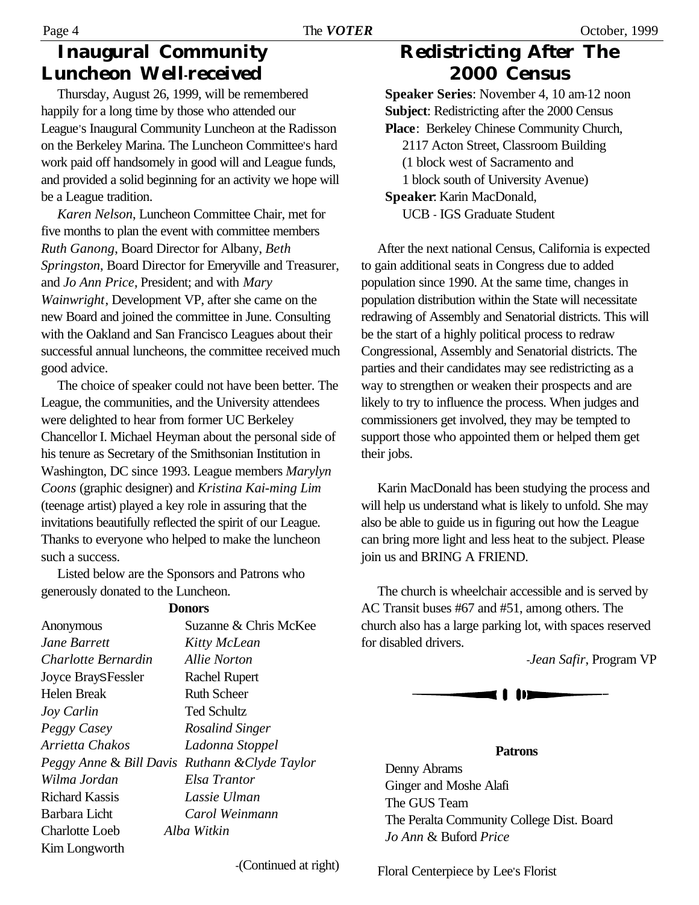## Inaugural Community Luncheon Well-received

Thursday, August 26, 1999, will be remembered happily for a long time by those who attended our League's Inaugural Community Luncheon at the Radisson on the Berkeley Marina. The Luncheon Committee's hard work paid off handsomely in good will and League funds, and provided a solid beginning for an activity we hope will be a League tradition.

*Karen Nelson*, Luncheon Committee Chair, met for five months to plan the event with committee members *Ruth Ganong*, Board Director for Albany, *Beth Springston*, Board Director for Emeryville and Treasurer, and *Jo Ann Price*, President; and with *Mary Wainwright*, Development VP, after she came on the new Board and joined the committee in June. Consulting with the Oakland and San Francisco Leagues about their successful annual luncheons, the committee received much good advice.

The choice of speaker could not have been better. The League, the communities, and the University attendees were delighted to hear from former UC Berkeley Chancellor I. Michael Heyman about the personal side of his tenure as Secretary of the Smithsonian Institution in Washington, DC since 1993. League members *Marylyn Coons* (graphic designer) and *Kristina Kai-ming Lim* (teenage artist) played a key role in assuring that the invitations beautifully reflected the spirit of our League. Thanks to everyone who helped to make the luncheon such a success.

Listed below are the Sponsors and Patrons who generously donated to the Luncheon.

**Donors**

| | |
|---|---|
| Anonymous | Suzanne & Chris McKee |
| *Jane Barrett* | *Kitty McLean* |
| *Charlotte Bernardin* | *Allie Norton* |
| Joyce BraysFessler | Rachel Rupert |
| Helen Break | Ruth Scheer |
| *Joy Carlin* | Ted Schultz |
| *Peggy Casey* | *Rosalind Singer* |
| *Arrietta Chakos* | *Ladonna Stoppel* |
| *Peggy Anne & Bill Davis* | *Ruthann &Clyde Taylor* |
| *Wilma Jordan* | *Elsa Trantor* |
| Richard Kassis | *Lassie Ulman* |
| Barbara Licht | *Carol Weinmann* |
| Charlotte Loeb | *Alba Witkin* |
| Kim Longworth | |

-(Continued at right)

**Patrons**

Denny Abrams
Ginger and Moshe Alafi
The GUS Team
The Peralta Community College Dist. Board
*Jo Ann* & Buford *Price*

Floral Centerpiece by Lee's Florist

## Redistricting After The 2000 Census

**Speaker Series**: November 4, 10 am-12 noon
**Subject**: Redistricting after the 2000 Census
**Place**: Berkeley Chinese Community Church, 2117 Acton Street, Classroom Building (1 block west of Sacramento and 1 block south of University Avenue)
**Speaker**: Karin MacDonald, UCB - IGS Graduate Student

After the next national Census, California is expected to gain additional seats in Congress due to added population since 1990. At the same time, changes in population distribution within the State will necessitate redrawing of Assembly and Senatorial districts. This will be the start of a highly political process to redraw Congressional, Assembly and Senatorial districts. The parties and their candidates may see redistricting as a way to strengthen or weaken their prospects and are likely to try to influence the process. When judges and commissioners get involved, they may be tempted to support those who appointed them or helped them get their jobs.

Karin MacDonald has been studying the process and will help us understand what is likely to unfold. She may also be able to guide us in figuring out how the League can bring more light and less heat to the subject. Please join us and BRING A FRIEND.

The church is wheelchair accessible and is served by AC Transit buses #67 and #51, among others. The church also has a large parking lot, with spaces reserved for disabled drivers.

-*Jean Safir*, Program VP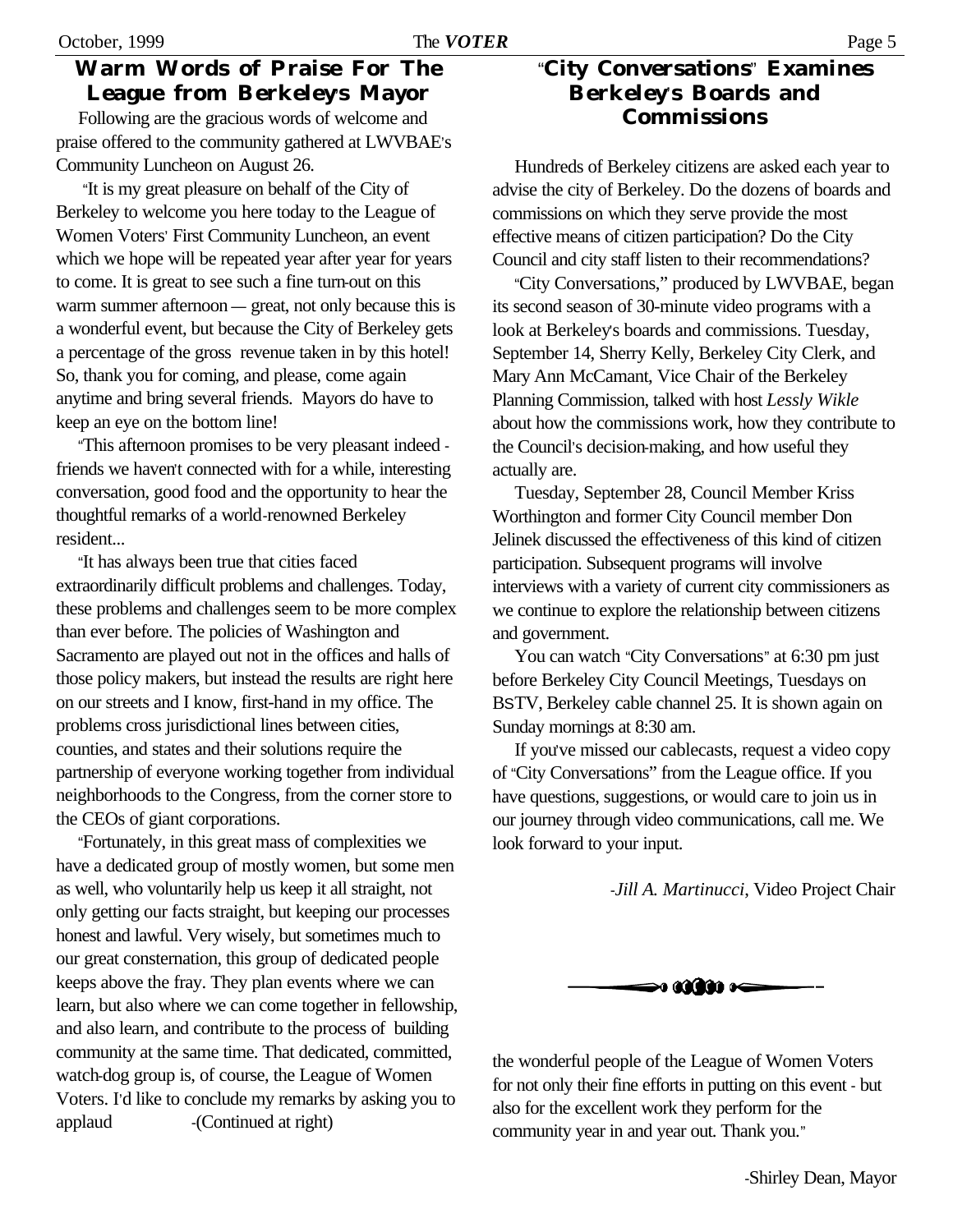## Warm Words of Praise For The League from Berkeley's Mayor

Following are the gracious words of welcome and praise offered to the community gathered at LWVBAE's Community Luncheon on August 26.

"It is my great pleasure on behalf of the City of Berkeley to welcome you here today to the League of Women Voters' First Community Luncheon, an event which we hope will be repeated year after year for years to come. It is great to see such a fine turn-out on this warm summer afternoon — great, not only because this is a wonderful event, but because the City of Berkeley gets a percentage of the gross revenue taken in by this hotel! So, thank you for coming, and please, come again anytime and bring several friends. Mayors do have to keep an eye on the bottom line!

"This afternoon promises to be very pleasant indeed - friends we haven't connected with for a while, interesting conversation, good food and the opportunity to hear the thoughtful remarks of a world-renowned Berkeley resident...

"It has always been true that cities faced extraordinarily difficult problems and challenges. Today, these problems and challenges seem to be more complex than ever before. The policies of Washington and Sacramento are played out not in the offices and halls of those policy makers, but instead the results are right here on our streets and I know, first-hand in my office. The problems cross jurisdictional lines between cities, counties, and states and their solutions require the partnership of everyone working together from individual neighborhoods to the Congress, from the corner store to the CEOs of giant corporations.

"Fortunately, in this great mass of complexities we have a dedicated group of mostly women, but some men as well, who voluntarily help us keep it all straight, not only getting our facts straight, but keeping our processes honest and lawful. Very wisely, but sometimes much to our great consternation, this group of dedicated people keeps above the fray. They plan events where we can learn, but also where we can come together in fellowship, and also learn, and contribute to the process of building community at the same time. That dedicated, committed, watch-dog group is, of course, the League of Women Voters. I'd like to conclude my remarks by asking you to applaud the wonderful people of the League of Women Voters for not only their fine efforts in putting on this event - but also for the excellent work they perform for the community year in and year out. Thank you."

-Shirley Dean, Mayor

## "City Conversations" Examines Berkeley's Boards and Commissions

Hundreds of Berkeley citizens are asked each year to advise the city of Berkeley. Do the dozens of boards and commissions on which they serve provide the most effective means of citizen participation? Do the City Council and city staff listen to their recommendations?

"City Conversations," produced by LWVBAE, began its second season of 30-minute video programs with a look at Berkeley's boards and commissions. Tuesday, September 14, Sherry Kelly, Berkeley City Clerk, and Mary Ann McCamant, Vice Chair of the Berkeley Planning Commission, talked with host *Lessly Wikle* about how the commissions work, how they contribute to the Council's decision-making, and how useful they actually are.

Tuesday, September 28, Council Member Kriss Worthington and former City Council member Don Jelinek discussed the effectiveness of this kind of citizen participation. Subsequent programs will involve interviews with a variety of current city commissioners as we continue to explore the relationship between citizens and government.

You can watch "City Conversations" at 6:30 pm just before Berkeley City Council Meetings, Tuesdays on BSTV, Berkeley cable channel 25. It is shown again on Sunday mornings at 8:30 am.

If you've missed our cablecasts, request a video copy of "City Conversations" from the League office. If you have questions, suggestions, or would care to join us in our journey through video communications, call me. We look forward to your input.

-*Jill A. Martinucci*, Video Project Chair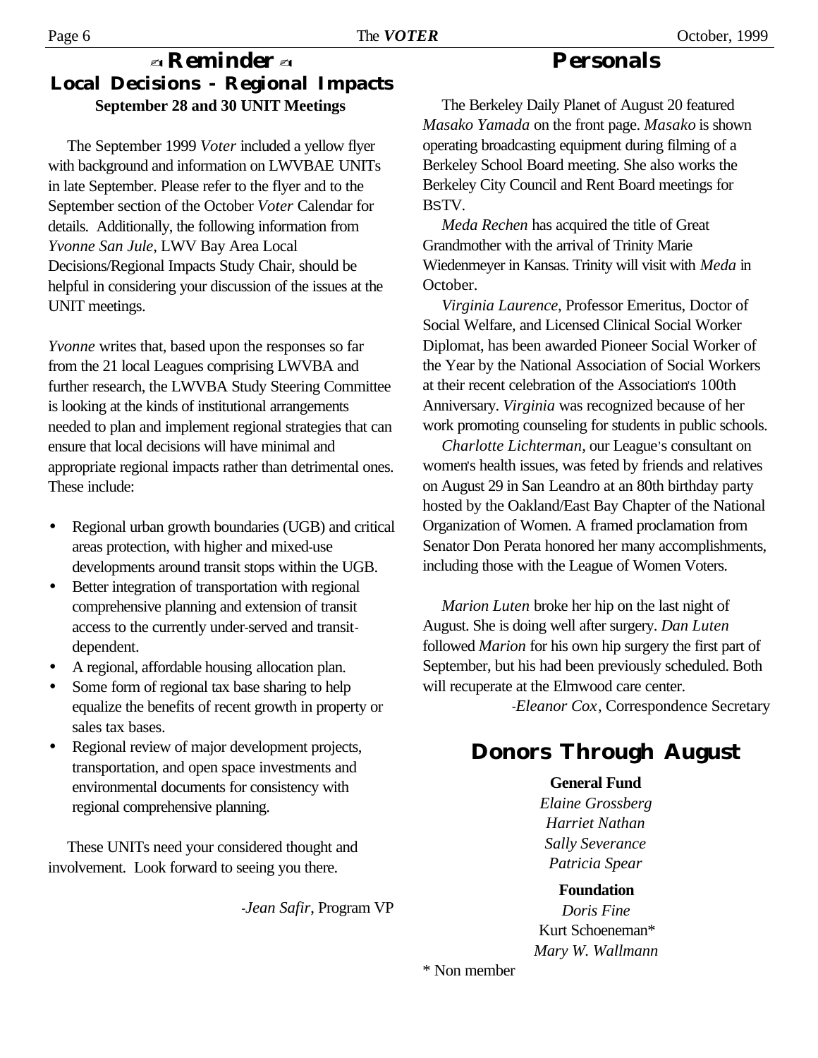## ✍ Reminder ✍

### Local Decisions - Regional Impacts

**September 28 and 30 UNIT Meetings**

The September 1999 *Voter* included a yellow flyer with background and information on LWVBAE UNITs in late September. Please refer to the flyer and to the September section of the October *Voter* Calendar for details. Additionally, the following information from *Yvonne San Jule*, LWV Bay Area Local Decisions/Regional Impacts Study Chair, should be helpful in considering your discussion of the issues at the UNIT meetings.

*Yvonne* writes that, based upon the responses so far from the 21 local Leagues comprising LWVBA and further research, the LWVBA Study Steering Committee is looking at the kinds of institutional arrangements needed to plan and implement regional strategies that can ensure that local decisions will have minimal and appropriate regional impacts rather than detrimental ones. These include:

- Regional urban growth boundaries (UGB) and critical areas protection, with higher and mixed-use developments around transit stops within the UGB.
- Better integration of transportation with regional comprehensive planning and extension of transit access to the currently under-served and transit-dependent.
- A regional, affordable housing allocation plan.
- Some form of regional tax base sharing to help equalize the benefits of recent growth in property or sales tax bases.
- Regional review of major development projects, transportation, and open space investments and environmental documents for consistency with regional comprehensive planning.

These UNITs need your considered thought and involvement. Look forward to seeing you there.

-*Jean Safir*, Program VP

## Personals

The Berkeley Daily Planet of August 20 featured *Masako Yamada* on the front page. *Masako* is shown operating broadcasting equipment during filming of a Berkeley School Board meeting. She also works the Berkeley City Council and Rent Board meetings for BSTV.

*Meda Rechen* has acquired the title of Great Grandmother with the arrival of Trinity Marie Wiedenmeyer in Kansas. Trinity will visit with *Meda* in October.

*Virginia Laurence*, Professor Emeritus, Doctor of Social Welfare, and Licensed Clinical Social Worker Diplomat, has been awarded Pioneer Social Worker of the Year by the National Association of Social Workers at their recent celebration of the Association's 100th Anniversary. *Virginia* was recognized because of her work promoting counseling for students in public schools.

*Charlotte Lichterman*, our League's consultant on women's health issues, was feted by friends and relatives on August 29 in San Leandro at an 80th birthday party hosted by the Oakland/East Bay Chapter of the National Organization of Women. A framed proclamation from Senator Don Perata honored her many accomplishments, including those with the League of Women Voters.

*Marion Luten* broke her hip on the last night of August. She is doing well after surgery. *Dan Luten* followed *Marion* for his own hip surgery the first part of September, but his had been previously scheduled. Both will recuperate at the Elmwood care center.

-*Eleanor Cox*, Correspondence Secretary

## Donors Through August

**General Fund**

*Elaine Grossberg*
*Harriet Nathan*
*Sally Severance*
*Patricia Spear*

**Foundation**

*Doris Fine*
Kurt Schoeneman*
*Mary W. Wallmann*

* Non member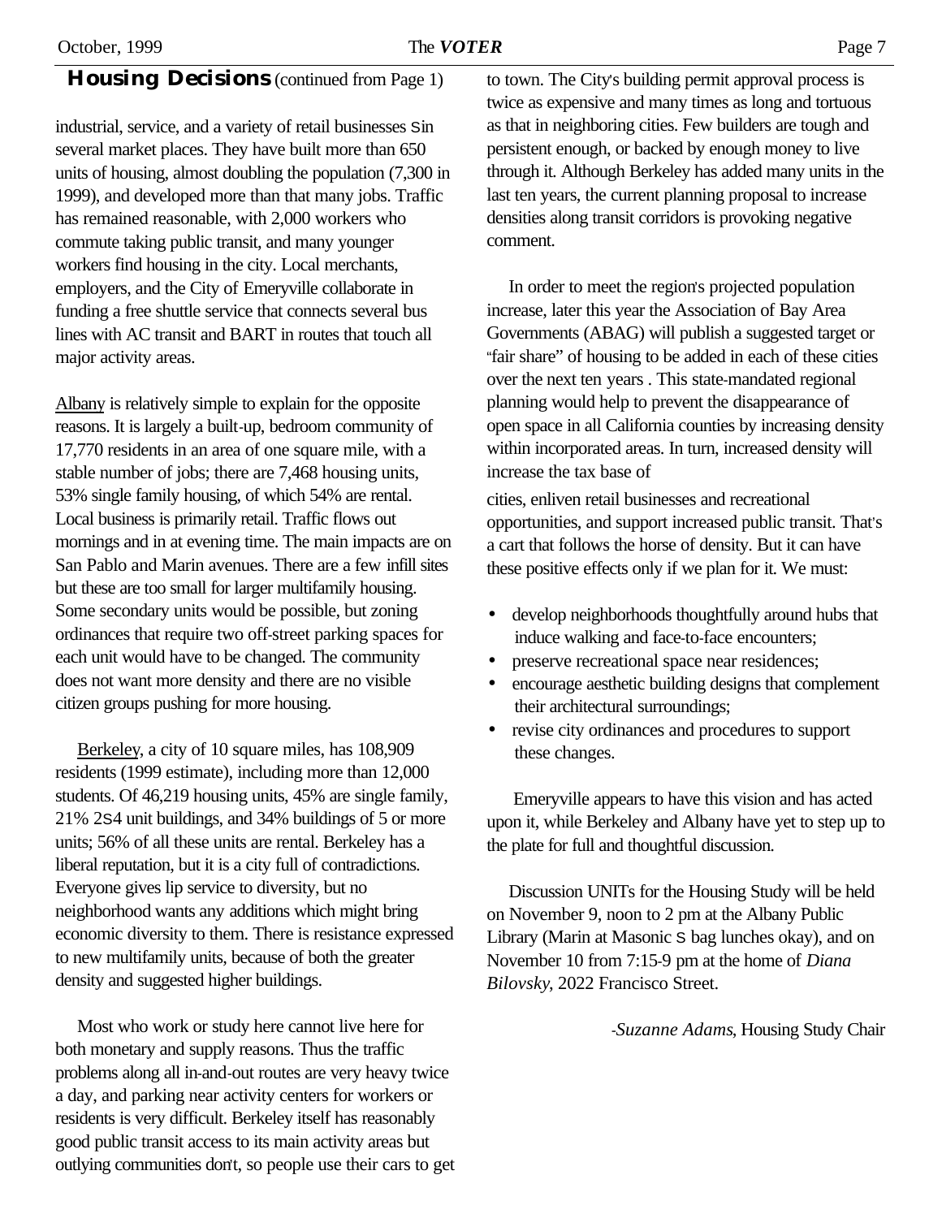## Housing Decisions (continued from Page 1)

industrial, service, and a variety of retail businesses Sin several market places. They have built more than 650 units of housing, almost doubling the population (7,300 in 1999), and developed more than that many jobs. Traffic has remained reasonable, with 2,000 workers who commute taking public transit, and many younger workers find housing in the city. Local merchants, employers, and the City of Emeryville collaborate in funding a free shuttle service that connects several bus lines with AC transit and BART in routes that touch all major activity areas.

Albany is relatively simple to explain for the opposite reasons. It is largely a built-up, bedroom community of 17,770 residents in an area of one square mile, with a stable number of jobs; there are 7,468 housing units, 53% single family housing, of which 54% are rental. Local business is primarily retail. Traffic flows out mornings and in at evening time. The main impacts are on San Pablo and Marin avenues. There are a few infill sites but these are too small for larger multifamily housing. Some secondary units would be possible, but zoning ordinances that require two off-street parking spaces for each unit would have to be changed. The community does not want more density and there are no visible citizen groups pushing for more housing.

Berkeley, a city of 10 square miles, has 108,909 residents (1999 estimate), including more than 12,000 students. Of 46,219 housing units, 45% are single family, 21% 2S4 unit buildings, and 34% buildings of 5 or more units; 56% of all these units are rental. Berkeley has a liberal reputation, but it is a city full of contradictions. Everyone gives lip service to diversity, but no neighborhood wants any additions which might bring economic diversity to them. There is resistance expressed to new multifamily units, because of both the greater density and suggested higher buildings.

Most who work or study here cannot live here for both monetary and supply reasons. Thus the traffic problems along all in-and-out routes are very heavy twice a day, and parking near activity centers for workers or residents is very difficult. Berkeley itself has reasonably good public transit access to its main activity areas but outlying communities don't, so people use their cars to get to town. The City's building permit approval process is twice as expensive and many times as long and tortuous as that in neighboring cities. Few builders are tough and persistent enough, or backed by enough money to live through it. Although Berkeley has added many units in the last ten years, the current planning proposal to increase densities along transit corridors is provoking negative comment.

In order to meet the region's projected population increase, later this year the Association of Bay Area Governments (ABAG) will publish a suggested target or "fair share" of housing to be added in each of these cities over the next ten years . This state-mandated regional planning would help to prevent the disappearance of open space in all California counties by increasing density within incorporated areas. In turn, increased density will increase the tax base of cities, enliven retail businesses and recreational opportunities, and support increased public transit. That's a cart that follows the horse of density. But it can have these positive effects only if we plan for it. We must:

- develop neighborhoods thoughtfully around hubs that induce walking and face-to-face encounters;
- preserve recreational space near residences;
- encourage aesthetic building designs that complement their architectural surroundings;
- revise city ordinances and procedures to support these changes.

Emeryville appears to have this vision and has acted upon it, while Berkeley and Albany have yet to step up to the plate for full and thoughtful discussion.

Discussion UNITs for the Housing Study will be held on November 9, noon to 2 pm at the Albany Public Library (Marin at Masonic S bag lunches okay), and on November 10 from 7:15-9 pm at the home of *Diana Bilovsky*, 2022 Francisco Street.

-*Suzanne Adams*, Housing Study Chair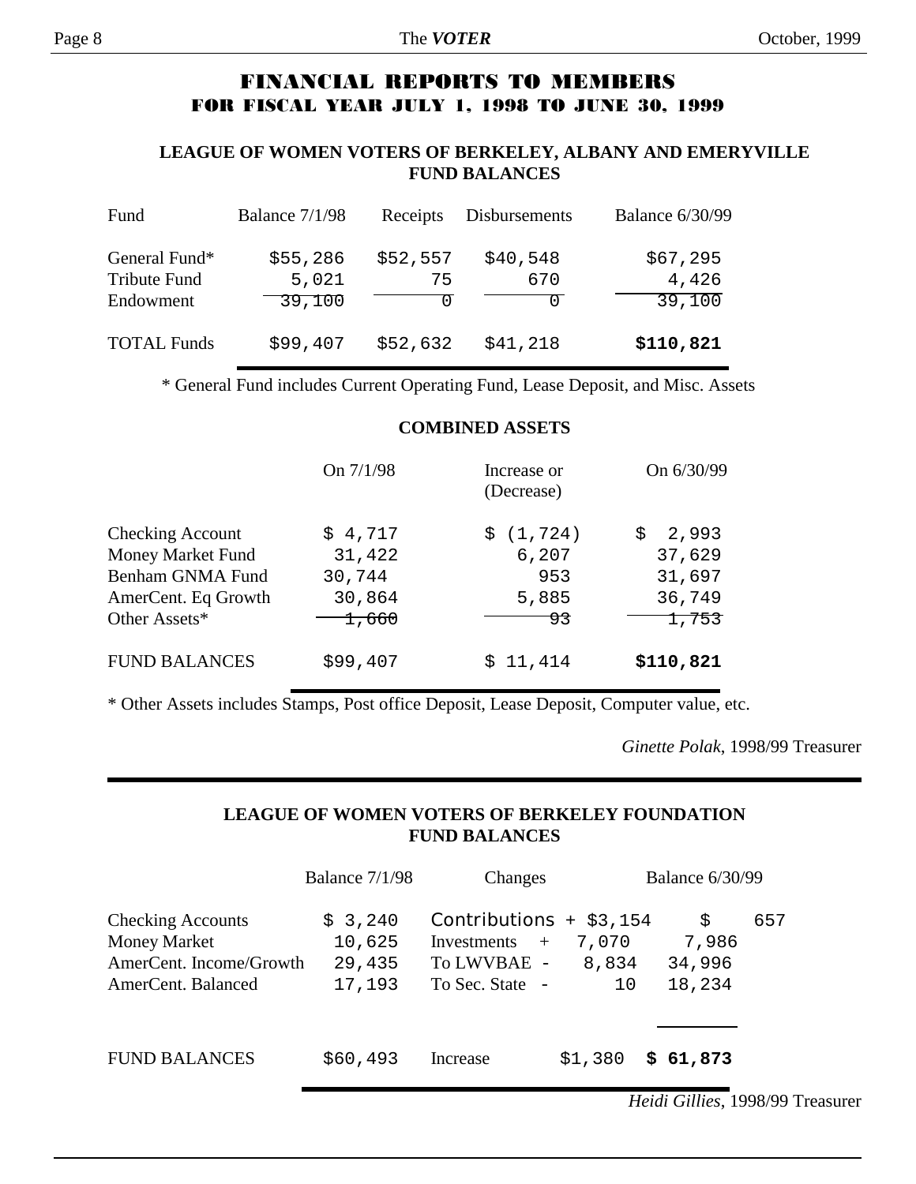# FINANCIAL REPORTS TO MEMBERS
## FOR FISCAL YEAR JULY 1, 1998 TO JUNE 30, 1999

### LEAGUE OF WOMEN VOTERS OF BERKELEY, ALBANY AND EMERYVILLE FUND BALANCES

| Fund | Balance 7/1/98 | Receipts | Disbursements | Balance 6/30/99 |
|---|---|---|---|---|
| General Fund* | $55,286 | $52,557 | $40,548 | $67,295 |
| Tribute Fund | 5,021 | 75 | 670 | 4,426 |
| Endowment | 39,100 | 0 | 0 | 39,100 |
| TOTAL Funds | $99,407 | $52,632 | $41,218 | **$110,821** |

\* General Fund includes Current Operating Fund, Lease Deposit, and Misc. Assets

### COMBINED ASSETS

| | On 7/1/98 | Increase or (Decrease) | On 6/30/99 |
|---|---|---|---|
| Checking Account | $ 4,717 | $ (1,724) | $ 2,993 |
| Money Market Fund | 31,422 | 6,207 | 37,629 |
| Benham GNMA Fund | 30,744 | 953 | 31,697 |
| AmerCent. Eq Growth | 30,864 | 5,885 | 36,749 |
| Other Assets* | 1,660 | 93 | 1,753 |
| FUND BALANCES | $99,407 | $ 11,414 | **$110,821** |

\* Other Assets includes Stamps, Post office Deposit, Lease Deposit, Computer value, etc.

*Ginette Polak*, 1998/99 Treasurer

---

### LEAGUE OF WOMEN VOTERS OF BERKELEY FOUNDATION FUND BALANCES

| | Balance 7/1/98 | Changes | | Balance 6/30/99 |
|---|---|---|---|---|
| Checking Accounts | $ 3,240 | Contributions + | $3,154 | $ 657 |
| Money Market | 10,625 | Investments + | 7,070 | 7,986 |
| AmerCent. Income/Growth | 29,435 | To LWVBAE - | 8,834 | 34,996 |
| AmerCent. Balanced | 17,193 | To Sec. State - | 10 | 18,234 |
| FUND BALANCES | $60,493 | Increase | $1,380 | **$ 61,873** |

*Heidi Gillies*, 1998/99 Treasurer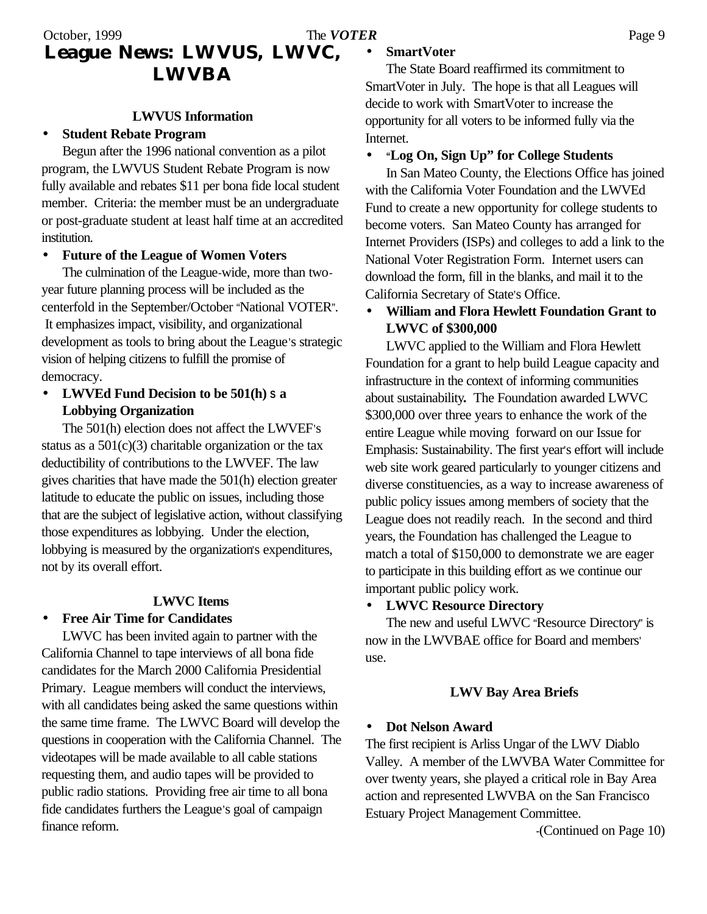# League News: LWVUS, LWVC, LWVBA

### LWVUS Information

- **Student Rebate Program**

Begun after the 1996 national convention as a pilot program, the LWVUS Student Rebate Program is now fully available and rebates $11 per bona fide local student member. Criteria: the member must be an undergraduate or post-graduate student at least half time at an accredited institution.

- **Future of the League of Women Voters**

The culmination of the League-wide, more than two-year future planning process will be included as the centerfold in the September/October "National VOTER". It emphasizes impact, visibility, and organizational development as tools to bring about the League's strategic vision of helping citizens to fulfill the promise of democracy.

- **LWVEd Fund Decision to be 501(h) s a Lobbying Organization**

The 501(h) election does not affect the LWVEF's status as a 501(c)(3) charitable organization or the tax deductibility of contributions to the LWVEF. The law gives charities that have made the 501(h) election greater latitude to educate the public on issues, including those that are the subject of legislative action, without classifying those expenditures as lobbying. Under the election, lobbying is measured by the organization's expenditures, not by its overall effort.

### LWVC Items

- **Free Air Time for Candidates**

LWVC has been invited again to partner with the California Channel to tape interviews of all bona fide candidates for the March 2000 California Presidential Primary. League members will conduct the interviews, with all candidates being asked the same questions within the same time frame. The LWVC Board will develop the questions in cooperation with the California Channel. The videotapes will be made available to all cable stations requesting them, and audio tapes will be provided to public radio stations. Providing free air time to all bona fide candidates furthers the League's goal of campaign finance reform.

- **SmartVoter**

The State Board reaffirmed its commitment to SmartVoter in July. The hope is that all Leagues will decide to work with SmartVoter to increase the opportunity for all voters to be informed fully via the Internet.

- **"Log On, Sign Up" for College Students**

In San Mateo County, the Elections Office has joined with the California Voter Foundation and the LWVEd Fund to create a new opportunity for college students to become voters. San Mateo County has arranged for Internet Providers (ISPs) and colleges to add a link to the National Voter Registration Form. Internet users can download the form, fill in the blanks, and mail it to the California Secretary of State's Office.

- **William and Flora Hewlett Foundation Grant to LWVC of $300,000**

LWVC applied to the William and Flora Hewlett Foundation for a grant to help build League capacity and infrastructure in the context of informing communities about sustainability. The Foundation awarded LWVC $300,000 over three years to enhance the work of the entire League while moving forward on our Issue for Emphasis: Sustainability. The first year's effort will include web site work geared particularly to younger citizens and diverse constituencies, as a way to increase awareness of public policy issues among members of society that the League does not readily reach. In the second and third years, the Foundation has challenged the League to match a total of $150,000 to demonstrate we are eager to participate in this building effort as we continue our important public policy work.

- **LWVC Resource Directory**

The new and useful LWVC "Resource Directory" is now in the LWVBAE office for Board and members' use.

### LWV Bay Area Briefs

- **Dot Nelson Award**

The first recipient is Arliss Ungar of the LWV Diablo Valley. A member of the LWVBA Water Committee for over twenty years, she played a critical role in Bay Area action and represented LWVBA on the San Francisco Estuary Project Management Committee.

-(Continued on Page 10)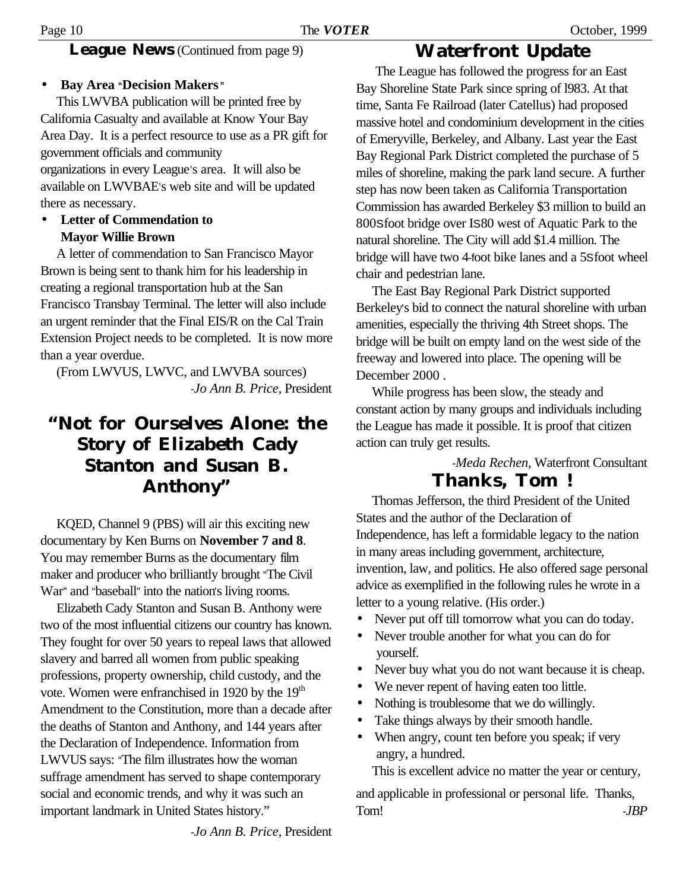## League News (Continued from page 9)

- **Bay Area "Decision Makers"**

This LWVBA publication will be printed free by California Casualty and available at Know Your Bay Area Day. It is a perfect resource to use as a PR gift for government officials and community organizations in every League's area. It will also be available on LWVBAE's web site and will be updated there as necessary.

- **Letter of Commendation to Mayor Willie Brown**

A letter of commendation to San Francisco Mayor Brown is being sent to thank him for his leadership in creating a regional transportation hub at the San Francisco Transbay Terminal. The letter will also include an urgent reminder that the Final EIS/R on the Cal Train Extension Project needs to be completed. It is now more than a year overdue.

(From LWVUS, LWVC, and LWVBA sources)

-*Jo Ann B. Price*, President

## "Not for Ourselves Alone: the Story of Elizabeth Cady Stanton and Susan B. Anthony"

KQED, Channel 9 (PBS) will air this exciting new documentary by Ken Burns on **November 7 and 8**. You may remember Burns as the documentary film maker and producer who brilliantly brought "The Civil War" and "baseball" into the nation's living rooms.

Elizabeth Cady Stanton and Susan B. Anthony were two of the most influential citizens our country has known. They fought for over 50 years to repeal laws that allowed slavery and barred all women from public speaking professions, property ownership, child custody, and the vote. Women were enfranchised in 1920 by the 19th Amendment to the Constitution, more than a decade after the deaths of Stanton and Anthony, and 144 years after the Declaration of Independence. Information from LWVUS says: "The film illustrates how the woman suffrage amendment has served to shape contemporary social and economic trends, and why it was such an important landmark in United States history."

-*Jo Ann B. Price*, President

## Waterfront Update

The League has followed the progress for an East Bay Shoreline State Park since spring of l983. At that time, Santa Fe Railroad (later Catellus) had proposed massive hotel and condominium development in the cities of Emeryville, Berkeley, and Albany. Last year the East Bay Regional Park District completed the purchase of 5 miles of shoreline, making the park land secure. A further step has now been taken as California Transportation Commission has awarded Berkeley $3 million to build an 800-foot bridge over I-80 west of Aquatic Park to the natural shoreline. The City will add $1.4 million. The bridge will have two 4-foot bike lanes and a 5-foot wheel chair and pedestrian lane.

The East Bay Regional Park District supported Berkeley's bid to connect the natural shoreline with urban amenities, especially the thriving 4th Street shops. The bridge will be built on empty land on the west side of the freeway and lowered into place. The opening will be December 2000 .

While progress has been slow, the steady and constant action by many groups and individuals including the League has made it possible. It is proof that citizen action can truly get results.

-*Meda Rechen*, Waterfront Consultant

## Thanks, Tom !

Thomas Jefferson, the third President of the United States and the author of the Declaration of Independence, has left a formidable legacy to the nation in many areas including government, architecture, invention, law, and politics. He also offered sage personal advice as exemplified in the following rules he wrote in a letter to a young relative. (His order.)

- Never put off till tomorrow what you can do today.
- Never trouble another for what you can do for yourself.
- Never buy what you do not want because it is cheap.
- We never repent of having eaten too little.
- Nothing is troublesome that we do willingly.
- Take things always by their smooth handle.
- When angry, count ten before you speak; if very angry, a hundred.

This is excellent advice no matter the year or century, and applicable in professional or personal life. Thanks, Tom!

-*JBP*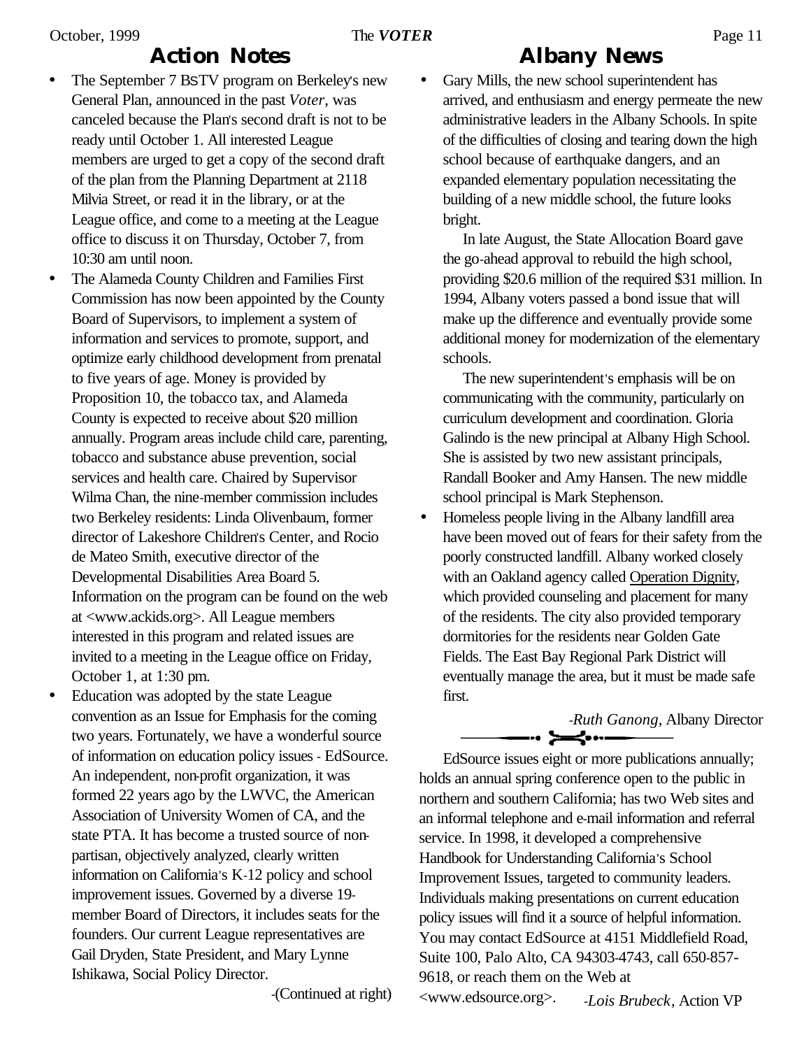## Action Notes

- The September 7 BSTV program on Berkeley's new General Plan, announced in the past *Voter*, was canceled because the Plan's second draft is not to be ready until October 1. All interested League members are urged to get a copy of the second draft of the plan from the Planning Department at 2118 Milvia Street, or read it in the library, or at the League office, and come to a meeting at the League office to discuss it on Thursday, October 7, from 10:30 am until noon.
- The Alameda County Children and Families First Commission has now been appointed by the County Board of Supervisors, to implement a system of information and services to promote, support, and optimize early childhood development from prenatal to five years of age. Money is provided by Proposition 10, the tobacco tax, and Alameda County is expected to receive about $20 million annually. Program areas include child care, parenting, tobacco and substance abuse prevention, social services and health care. Chaired by Supervisor Wilma Chan, the nine-member commission includes two Berkeley residents: Linda Olivenbaum, former director of Lakeshore Children's Center, and Rocio de Mateo Smith, executive director of the Developmental Disabilities Area Board 5. Information on the program can be found on the web at <www.ackids.org>. All League members interested in this program and related issues are invited to a meeting in the League office on Friday, October 1, at 1:30 pm.
- Education was adopted by the state League convention as an Issue for Emphasis for the coming two years. Fortunately, we have a wonderful source of information on education policy issues - EdSource. An independent, non-profit organization, it was formed 22 years ago by the LWVC, the American Association of University Women of CA, and the state PTA. It has become a trusted source of non-partisan, objectively analyzed, clearly written information on California's K-12 policy and school improvement issues. Governed by a diverse 19-member Board of Directors, it includes seats for the founders. Our current League representatives are Gail Dryden, State President, and Mary Lynne Ishikawa, Social Policy Director.

-(Continued at right)

EdSource issues eight or more publications annually; holds an annual spring conference open to the public in northern and southern California; has two Web sites and an informal telephone and e-mail information and referral service. In 1998, it developed a comprehensive Handbook for Understanding California's School Improvement Issues, targeted to community leaders. Individuals making presentations on current education policy issues will find it a source of helpful information. You may contact EdSource at 4151 Middlefield Road, Suite 100, Palo Alto, CA 94303-4743, call 650-857-9618, or reach them on the Web at <www.edsource.org>.

*-Lois Brubeck*, Action VP

## Albany News

- Gary Mills, the new school superintendent has arrived, and enthusiasm and energy permeate the new administrative leaders in the Albany Schools. In spite of the difficulties of closing and tearing down the high school because of earthquake dangers, and an expanded elementary population necessitating the building of a new middle school, the future looks bright.

  In late August, the State Allocation Board gave the go-ahead approval to rebuild the high school, providing $20.6 million of the required $31 million. In 1994, Albany voters passed a bond issue that will make up the difference and eventually provide some additional money for modernization of the elementary schools.

  The new superintendent's emphasis will be on communicating with the community, particularly on curriculum development and coordination. Gloria Galindo is the new principal at Albany High School. She is assisted by two new assistant principals, Randall Booker and Amy Hansen. The new middle school principal is Mark Stephenson.
- Homeless people living in the Albany landfill area have been moved out of fears for their safety from the poorly constructed landfill. Albany worked closely with an Oakland agency called Operation Dignity, which provided counseling and placement for many of the residents. The city also provided temporary dormitories for the residents near Golden Gate Fields. The East Bay Regional Park District will eventually manage the area, but it must be made safe first.

*-Ruth Ganong*, Albany Director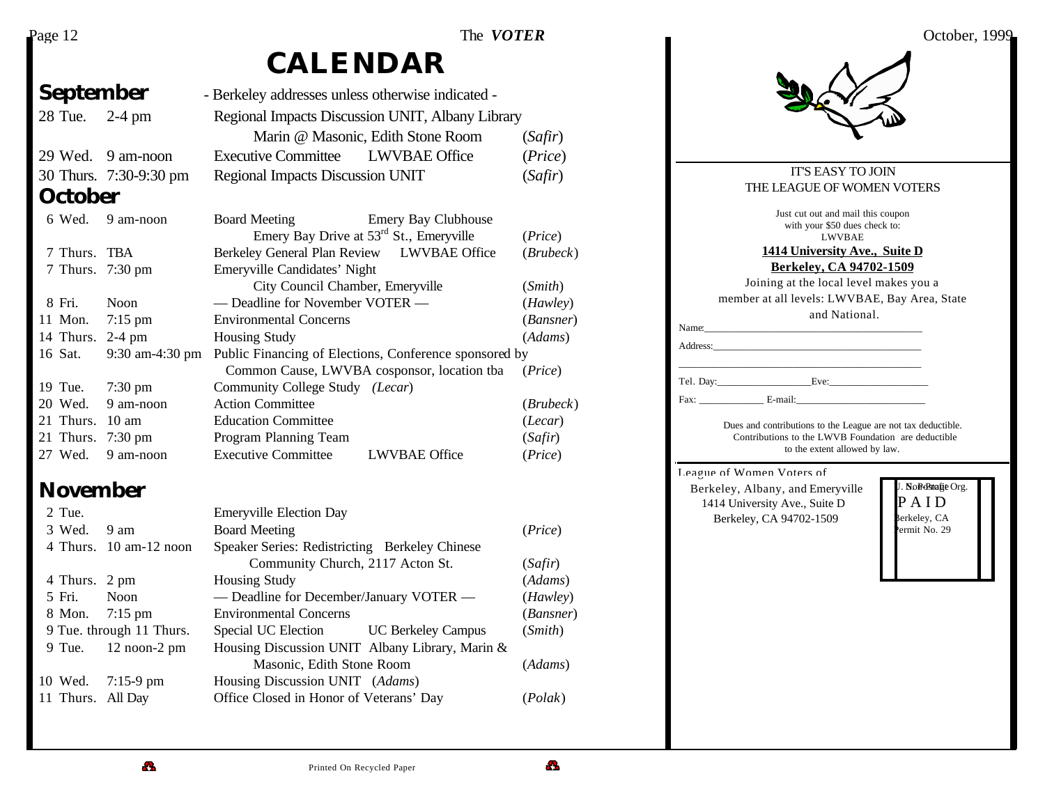# CALENDAR

## September

- Berkeley addresses unless otherwise indicated -

| | | | |
|---|---|---|---|
| 28 Tue. | 2-4 pm | Regional Impacts Discussion UNIT, Albany Library Marin @ Masonic, Edith Stone Room | (*Safir*) |
| 29 Wed. | 9 am-noon | Executive Committee LWVBAE Office | (*Price*) |
| 30 Thurs. | 7:30-9:30 pm | Regional Impacts Discussion UNIT | (*Safir*) |

## October

| | | | |
|---|---|---|---|
| 6 Wed. | 9 am-noon | Board Meeting Emery Bay Clubhouse Emery Bay Drive at 53rd St., Emeryville | (*Price*) |
| 7 Thurs. | TBA | Berkeley General Plan Review LWVBAE Office | (*Brubeck*) |
| 7 Thurs. | 7:30 pm | Emeryville Candidates' Night City Council Chamber, Emeryville | (*Smith*) |
| 8 Fri. | Noon | — Deadline for November VOTER — | (*Hawley*) |
| 11 Mon. | 7:15 pm | Environmental Concerns | (*Bansner*) |
| 14 Thurs. | 2-4 pm | Housing Study | (*Adams*) |
| 16 Sat. | 9:30 am-4:30 pm | Public Financing of Elections, Conference sponsored by Common Cause, LWVBA cosponsor, location tba | (*Price*) |
| 19 Tue. | 7:30 pm | Community College Study (*Lecar*) | |
| 20 Wed. | 9 am-noon | Action Committee | (*Brubeck*) |
| 21 Thurs. | 10 am | Education Committee | (*Lecar*) |
| 21 Thurs. | 7:30 pm | Program Planning Team | (*Safir*) |
| 27 Wed. | 9 am-noon | Executive Committee LWVBAE Office | (*Price*) |

## November

| | | | |
|---|---|---|---|
| 2 Tue. | | Emeryville Election Day | |
| 3 Wed. | 9 am | Board Meeting | (*Price*) |
| 4 Thurs. | 10 am-12 noon | Speaker Series: Redistricting Berkeley Chinese Community Church, 2117 Acton St. | (*Safir*) |
| 4 Thurs. | 2 pm | Housing Study | (*Adams*) |
| 5 Fri. | Noon | — Deadline for December/January VOTER — | (*Hawley*) |
| 8 Mon. | 7:15 pm | Environmental Concerns | (*Bansner*) |
| 9 Tue. through 11 Thurs. | | Special UC Election UC Berkeley Campus | (*Smith*) |
| 9 Tue. | 12 noon-2 pm | Housing Discussion UNIT Albany Library, Marin & Masonic, Edith Stone Room | (*Adams*) |
| 10 Wed. | 7:15-9 pm | Housing Discussion UNIT (*Adams*) | |
| 11 Thurs. | All Day | Office Closed in Honor of Veterans' Day | (*Polak*) |

IT'S EASY TO JOIN
THE LEAGUE OF WOMEN VOTERS

Just cut out and mail this coupon with your $50 dues check to:
LWVBAE
**1414 University Ave., Suite D**
**Berkeley, CA 94702-1509**

Joining at the local level makes you a member at all levels: LWVBAE, Bay Area, State and National.

Name:\_\_\_\_\_\_\_\_\_\_\_\_\_\_\_\_\_\_\_\_\_\_\_\_\_\_\_\_\_\_\_\_\_\_\_\_\_\_\_\_

Address:\_\_\_\_\_\_\_\_\_\_\_\_\_\_\_\_\_\_\_\_\_\_\_\_\_\_\_\_\_\_\_\_\_\_\_\_\_\_

\_\_\_\_\_\_\_\_\_\_\_\_\_\_\_\_\_\_\_\_\_\_\_\_\_\_\_\_\_\_\_\_\_\_\_\_\_\_\_\_\_\_\_\_\_

Tel. Day:\_\_\_\_\_\_\_\_\_\_\_\_\_\_\_\_\_\_Eve:\_\_\_\_\_\_\_\_\_\_\_\_\_\_\_\_\_\_

Fax: \_\_\_\_\_\_\_\_\_\_\_\_ E-mail:\_\_\_\_\_\_\_\_\_\_\_\_\_\_\_\_\_\_\_\_\_\_\_\_

Dues and contributions to the League are not tax deductible. Contributions to the LWVB Foundation are deductible to the extent allowed by law.

League of Women Voters of
Berkeley, Albany, and Emeryville
1414 University Ave., Suite D
Berkeley, CA 94702-1509

Non-Profit Org.
U.S. Postage
PAID
Berkeley, CA
Permit No. 29

Printed On Recycled Paper